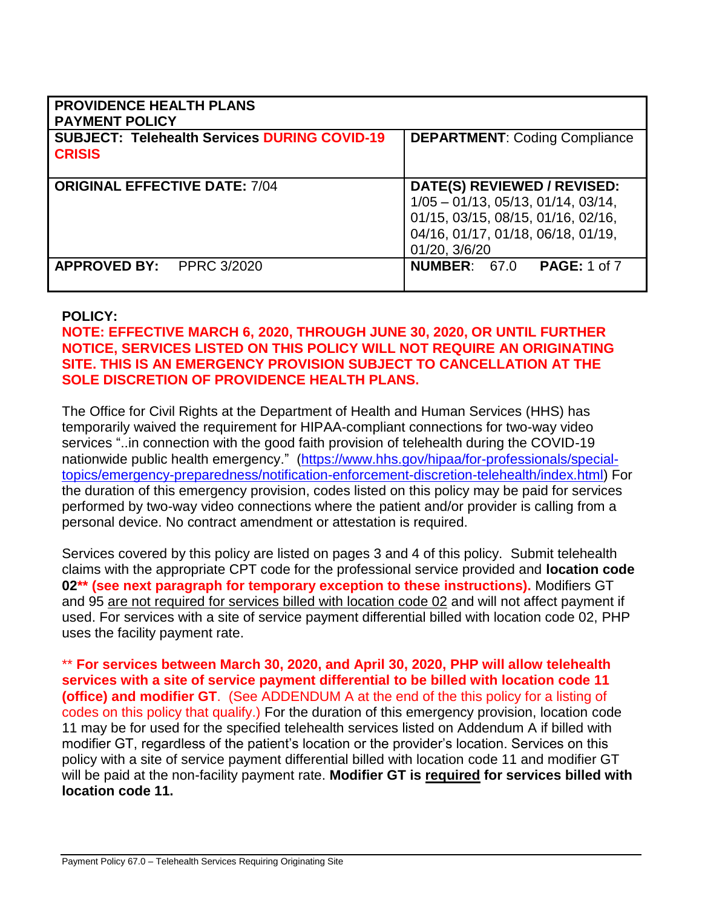| **PROVIDENCE HEALTH PLANS PAYMENT POLICY** | |
|---|---|
| **SUBJECT: Telehealth Services DURING COVID-19 CRISIS** | **DEPARTMENT**: Coding Compliance |
| **ORIGINAL EFFECTIVE DATE:** 7/04 | **DATE(S) REVIEWED / REVISED:** 1/05 – 01/13, 05/13, 01/14, 03/14, 01/15, 03/15, 08/15, 01/16, 02/16, 04/16, 01/17, 01/18, 06/18, 01/19, 01/20, 3/6/20 |
| **APPROVED BY:** PPRC 3/2020 | **NUMBER**: 67.0 **PAGE:** 1 of 7 |

**POLICY:**

**NOTE: EFFECTIVE MARCH 6, 2020, THROUGH JUNE 30, 2020, OR UNTIL FURTHER NOTICE, SERVICES LISTED ON THIS POLICY WILL NOT REQUIRE AN ORIGINATING SITE. THIS IS AN EMERGENCY PROVISION SUBJECT TO CANCELLATION AT THE SOLE DISCRETION OF PROVIDENCE HEALTH PLANS.**

The Office for Civil Rights at the Department of Health and Human Services (HHS) has temporarily waived the requirement for HIPAA-compliant connections for two-way video services "..in connection with the good faith provision of telehealth during the COVID-19 nationwide public health emergency." (https://www.hhs.gov/hipaa/for-professionals/special-topics/emergency-preparedness/notification-enforcement-discretion-telehealth/index.html) For the duration of this emergency provision, codes listed on this policy may be paid for services performed by two-way video connections where the patient and/or provider is calling from a personal device. No contract amendment or attestation is required.

Services covered by this policy are listed on pages 3 and 4 of this policy. Submit telehealth claims with the appropriate CPT code for the professional service provided and **location code 02\*\* (see next paragraph for temporary exception to these instructions).** Modifiers GT and 95 are not required for services billed with location code 02 and will not affect payment if used. For services with a site of service payment differential billed with location code 02, PHP uses the facility payment rate.

\*\* **For services between March 30, 2020, and April 30, 2020, PHP will allow telehealth services with a site of service payment differential to be billed with location code 11 (office) and modifier GT**. (See ADDENDUM A at the end of the this policy for a listing of codes on this policy that qualify.) For the duration of this emergency provision, location code 11 may be for used for the specified telehealth services listed on Addendum A if billed with modifier GT, regardless of the patient's location or the provider's location. Services on this policy with a site of service payment differential billed with location code 11 and modifier GT will be paid at the non-facility payment rate. **Modifier GT is required for services billed with location code 11.**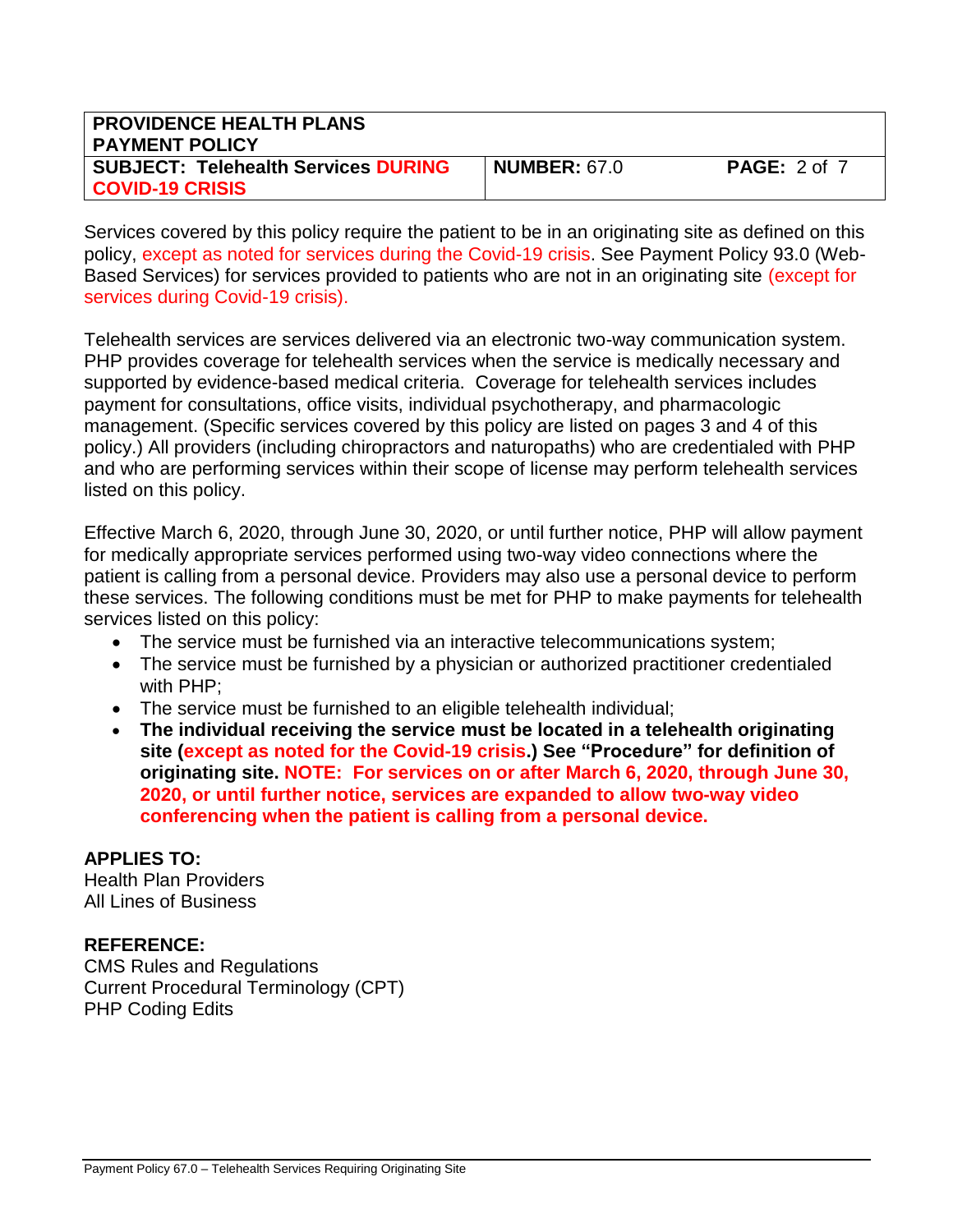Services covered by this policy require the patient to be in an originating site as defined on this policy, except as noted for services during the Covid-19 crisis. See Payment Policy 93.0 (Web-Based Services) for services provided to patients who are not in an originating site (except for services during Covid-19 crisis).

Telehealth services are services delivered via an electronic two-way communication system. PHP provides coverage for telehealth services when the service is medically necessary and supported by evidence-based medical criteria. Coverage for telehealth services includes payment for consultations, office visits, individual psychotherapy, and pharmacologic management. (Specific services covered by this policy are listed on pages 3 and 4 of this policy.) All providers (including chiropractors and naturopaths) who are credentialed with PHP and who are performing services within their scope of license may perform telehealth services listed on this policy.

Effective March 6, 2020, through June 30, 2020, or until further notice, PHP will allow payment for medically appropriate services performed using two-way video connections where the patient is calling from a personal device. Providers may also use a personal device to perform these services. The following conditions must be met for PHP to make payments for telehealth services listed on this policy:

- The service must be furnished via an interactive telecommunications system;
- The service must be furnished by a physician or authorized practitioner credentialed with PHP;
- The service must be furnished to an eligible telehealth individual;
- **The individual receiving the service must be located in a telehealth originating site (except as noted for the Covid-19 crisis.) See "Procedure" for definition of originating site. NOTE: For services on or after March 6, 2020, through June 30, 2020, or until further notice, services are expanded to allow two-way video conferencing when the patient is calling from a personal device.**

**APPLIES TO:**
Health Plan Providers
All Lines of Business

**REFERENCE:**
CMS Rules and Regulations
Current Procedural Terminology (CPT)
PHP Coding Edits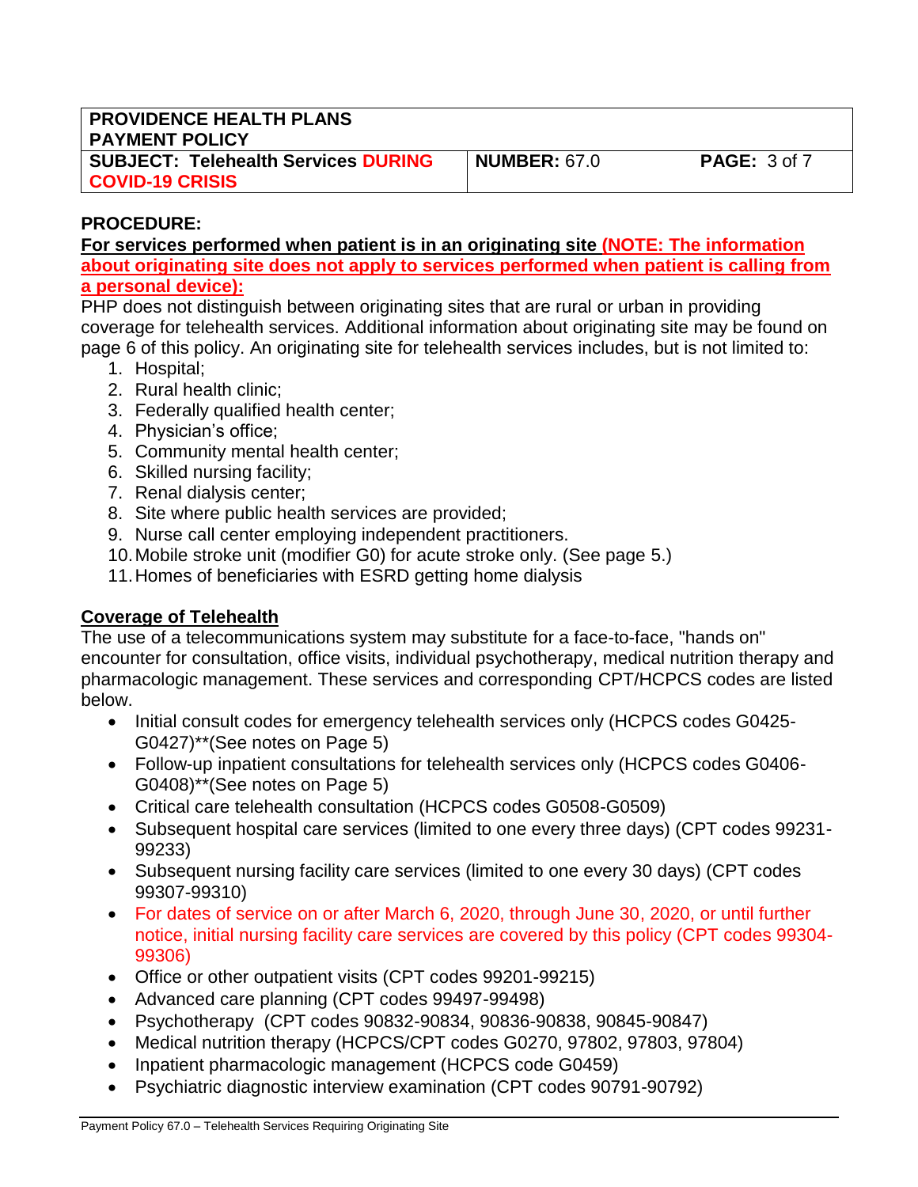**PROCEDURE:**

**For services performed when patient is in an originating site (NOTE: The information about originating site does not apply to services performed when patient is calling from a personal device):**

PHP does not distinguish between originating sites that are rural or urban in providing coverage for telehealth services. Additional information about originating site may be found on page 6 of this policy. An originating site for telehealth services includes, but is not limited to:

1. Hospital;
2. Rural health clinic;
3. Federally qualified health center;
4. Physician's office;
5. Community mental health center;
6. Skilled nursing facility;
7. Renal dialysis center;
8. Site where public health services are provided;
9. Nurse call center employing independent practitioners.
10. Mobile stroke unit (modifier G0) for acute stroke only. (See page 5.)
11. Homes of beneficiaries with ESRD getting home dialysis

**Coverage of Telehealth**

The use of a telecommunications system may substitute for a face-to-face, "hands on" encounter for consultation, office visits, individual psychotherapy, medical nutrition therapy and pharmacologic management. These services and corresponding CPT/HCPCS codes are listed below.

- Initial consult codes for emergency telehealth services only (HCPCS codes G0425-G0427)**(See notes on Page 5)
- Follow-up inpatient consultations for telehealth services only (HCPCS codes G0406-G0408)**(See notes on Page 5)
- Critical care telehealth consultation (HCPCS codes G0508-G0509)
- Subsequent hospital care services (limited to one every three days) (CPT codes 99231-99233)
- Subsequent nursing facility care services (limited to one every 30 days) (CPT codes 99307-99310)
- For dates of service on or after March 6, 2020, through June 30, 2020, or until further notice, initial nursing facility care services are covered by this policy (CPT codes 99304-99306)
- Office or other outpatient visits (CPT codes 99201-99215)
- Advanced care planning (CPT codes 99497-99498)
- Psychotherapy (CPT codes 90832-90834, 90836-90838, 90845-90847)
- Medical nutrition therapy (HCPCS/CPT codes G0270, 97802, 97803, 97804)
- Inpatient pharmacologic management (HCPCS code G0459)
- Psychiatric diagnostic interview examination (CPT codes 90791-90792)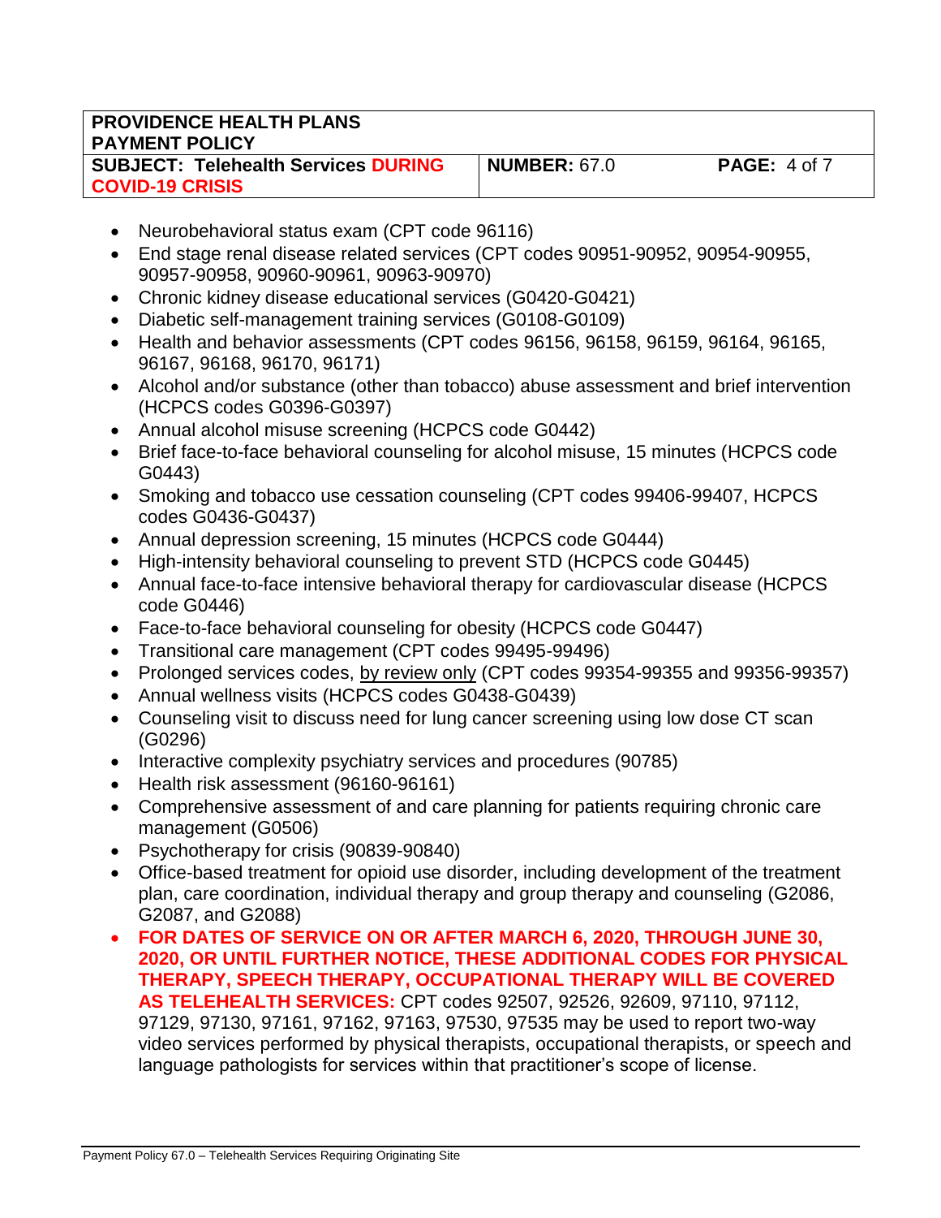- Neurobehavioral status exam (CPT code 96116)
- End stage renal disease related services (CPT codes 90951-90952, 90954-90955, 90957-90958, 90960-90961, 90963-90970)
- Chronic kidney disease educational services (G0420-G0421)
- Diabetic self-management training services (G0108-G0109)
- Health and behavior assessments (CPT codes 96156, 96158, 96159, 96164, 96165, 96167, 96168, 96170, 96171)
- Alcohol and/or substance (other than tobacco) abuse assessment and brief intervention (HCPCS codes G0396-G0397)
- Annual alcohol misuse screening (HCPCS code G0442)
- Brief face-to-face behavioral counseling for alcohol misuse, 15 minutes (HCPCS code G0443)
- Smoking and tobacco use cessation counseling (CPT codes 99406-99407, HCPCS codes G0436-G0437)
- Annual depression screening, 15 minutes (HCPCS code G0444)
- High-intensity behavioral counseling to prevent STD (HCPCS code G0445)
- Annual face-to-face intensive behavioral therapy for cardiovascular disease (HCPCS code G0446)
- Face-to-face behavioral counseling for obesity (HCPCS code G0447)
- Transitional care management (CPT codes 99495-99496)
- Prolonged services codes, by review only (CPT codes 99354-99355 and 99356-99357)
- Annual wellness visits (HCPCS codes G0438-G0439)
- Counseling visit to discuss need for lung cancer screening using low dose CT scan (G0296)
- Interactive complexity psychiatry services and procedures (90785)
- Health risk assessment (96160-96161)
- Comprehensive assessment of and care planning for patients requiring chronic care management (G0506)
- Psychotherapy for crisis (90839-90840)
- Office-based treatment for opioid use disorder, including development of the treatment plan, care coordination, individual therapy and group therapy and counseling (G2086, G2087, and G2088)
- **FOR DATES OF SERVICE ON OR AFTER MARCH 6, 2020, THROUGH JUNE 30, 2020, OR UNTIL FURTHER NOTICE, THESE ADDITIONAL CODES FOR PHYSICAL THERAPY, SPEECH THERAPY, OCCUPATIONAL THERAPY WILL BE COVERED AS TELEHEALTH SERVICES:** CPT codes 92507, 92526, 92609, 97110, 97112, 97129, 97130, 97161, 97162, 97163, 97530, 97535 may be used to report two-way video services performed by physical therapists, occupational therapists, or speech and language pathologists for services within that practitioner's scope of license.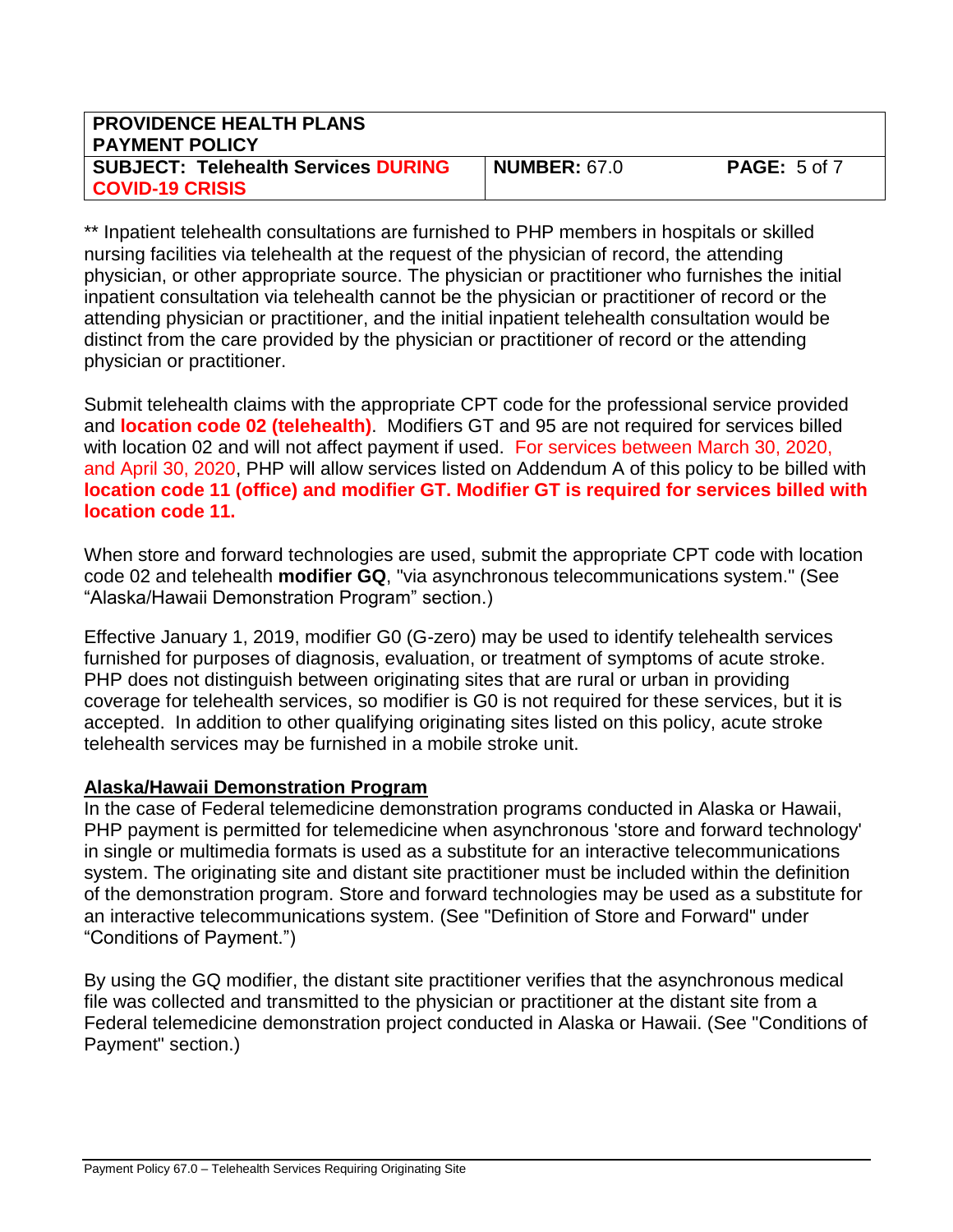** Inpatient telehealth consultations are furnished to PHP members in hospitals or skilled nursing facilities via telehealth at the request of the physician of record, the attending physician, or other appropriate source. The physician or practitioner who furnishes the initial inpatient consultation via telehealth cannot be the physician or practitioner of record or the attending physician or practitioner, and the initial inpatient telehealth consultation would be distinct from the care provided by the physician or practitioner of record or the attending physician or practitioner.

Submit telehealth claims with the appropriate CPT code for the professional service provided and **location code 02 (telehealth)**. Modifiers GT and 95 are not required for services billed with location 02 and will not affect payment if used. For services between March 30, 2020, and April 30, 2020, PHP will allow services listed on Addendum A of this policy to be billed with **location code 11 (office) and modifier GT. Modifier GT is required for services billed with location code 11.**

When store and forward technologies are used, submit the appropriate CPT code with location code 02 and telehealth **modifier GQ**, "via asynchronous telecommunications system." (See "Alaska/Hawaii Demonstration Program" section.)

Effective January 1, 2019, modifier G0 (G-zero) may be used to identify telehealth services furnished for purposes of diagnosis, evaluation, or treatment of symptoms of acute stroke. PHP does not distinguish between originating sites that are rural or urban in providing coverage for telehealth services, so modifier is G0 is not required for these services, but it is accepted. In addition to other qualifying originating sites listed on this policy, acute stroke telehealth services may be furnished in a mobile stroke unit.

## Alaska/Hawaii Demonstration Program

In the case of Federal telemedicine demonstration programs conducted in Alaska or Hawaii, PHP payment is permitted for telemedicine when asynchronous 'store and forward technology' in single or multimedia formats is used as a substitute for an interactive telecommunications system. The originating site and distant site practitioner must be included within the definition of the demonstration program. Store and forward technologies may be used as a substitute for an interactive telecommunications system. (See "Definition of Store and Forward" under "Conditions of Payment.")

By using the GQ modifier, the distant site practitioner verifies that the asynchronous medical file was collected and transmitted to the physician or practitioner at the distant site from a Federal telemedicine demonstration project conducted in Alaska or Hawaii. (See "Conditions of Payment" section.)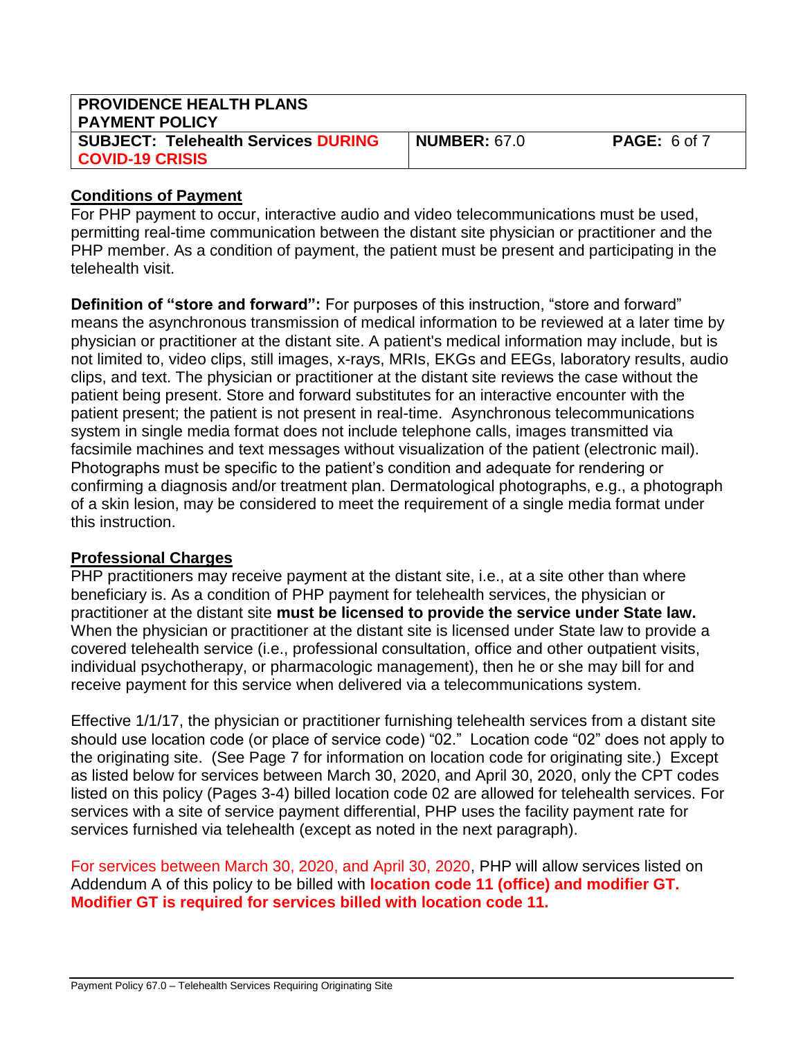## Conditions of Payment

For PHP payment to occur, interactive audio and video telecommunications must be used, permitting real-time communication between the distant site physician or practitioner and the PHP member. As a condition of payment, the patient must be present and participating in the telehealth visit.

**Definition of "store and forward":** For purposes of this instruction, "store and forward" means the asynchronous transmission of medical information to be reviewed at a later time by physician or practitioner at the distant site. A patient's medical information may include, but is not limited to, video clips, still images, x-rays, MRIs, EKGs and EEGs, laboratory results, audio clips, and text. The physician or practitioner at the distant site reviews the case without the patient being present. Store and forward substitutes for an interactive encounter with the patient present; the patient is not present in real-time. Asynchronous telecommunications system in single media format does not include telephone calls, images transmitted via facsimile machines and text messages without visualization of the patient (electronic mail). Photographs must be specific to the patient's condition and adequate for rendering or confirming a diagnosis and/or treatment plan. Dermatological photographs, e.g., a photograph of a skin lesion, may be considered to meet the requirement of a single media format under this instruction.

## Professional Charges

PHP practitioners may receive payment at the distant site, i.e., at a site other than where beneficiary is. As a condition of PHP payment for telehealth services, the physician or practitioner at the distant site **must be licensed to provide the service under State law.** When the physician or practitioner at the distant site is licensed under State law to provide a covered telehealth service (i.e., professional consultation, office and other outpatient visits, individual psychotherapy, or pharmacologic management), then he or she may bill for and receive payment for this service when delivered via a telecommunications system.

Effective 1/1/17, the physician or practitioner furnishing telehealth services from a distant site should use location code (or place of service code) "02." Location code "02" does not apply to the originating site. (See Page 7 for information on location code for originating site.) Except as listed below for services between March 30, 2020, and April 30, 2020, only the CPT codes listed on this policy (Pages 3-4) billed location code 02 are allowed for telehealth services. For services with a site of service payment differential, PHP uses the facility payment rate for services furnished via telehealth (except as noted in the next paragraph).

For services between March 30, 2020, and April 30, 2020, PHP will allow services listed on Addendum A of this policy to be billed with **location code 11 (office) and modifier GT. Modifier GT is required for services billed with location code 11.**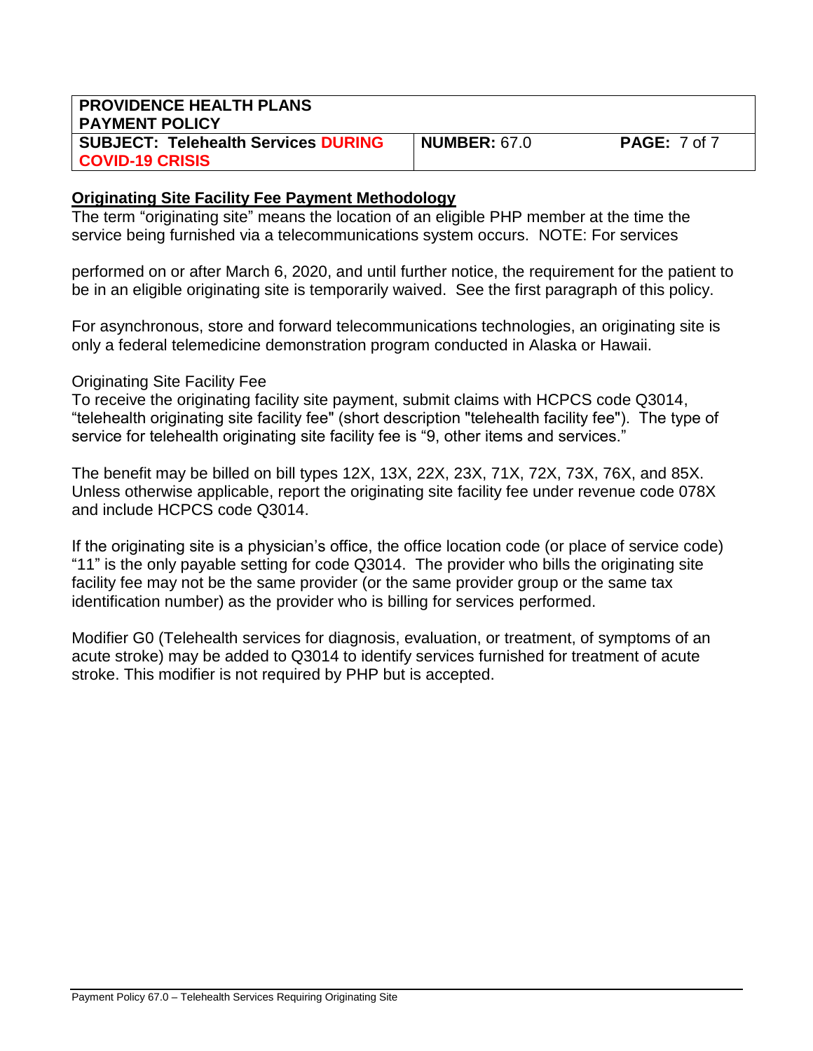## Originating Site Facility Fee Payment Methodology

The term "originating site" means the location of an eligible PHP member at the time the service being furnished via a telecommunications system occurs. NOTE: For services performed on or after March 6, 2020, and until further notice, the requirement for the patient to be in an eligible originating site is temporarily waived. See the first paragraph of this policy.

For asynchronous, store and forward telecommunications technologies, an originating site is only a federal telemedicine demonstration program conducted in Alaska or Hawaii.

Originating Site Facility Fee

To receive the originating facility site payment, submit claims with HCPCS code Q3014, "telehealth originating site facility fee" (short description "telehealth facility fee"). The type of service for telehealth originating site facility fee is "9, other items and services."

The benefit may be billed on bill types 12X, 13X, 22X, 23X, 71X, 72X, 73X, 76X, and 85X. Unless otherwise applicable, report the originating site facility fee under revenue code 078X and include HCPCS code Q3014.

If the originating site is a physician's office, the office location code (or place of service code) "11" is the only payable setting for code Q3014. The provider who bills the originating site facility fee may not be the same provider (or the same provider group or the same tax identification number) as the provider who is billing for services performed.

Modifier G0 (Telehealth services for diagnosis, evaluation, or treatment, of symptoms of an acute stroke) may be added to Q3014 to identify services furnished for treatment of acute stroke. This modifier is not required by PHP but is accepted.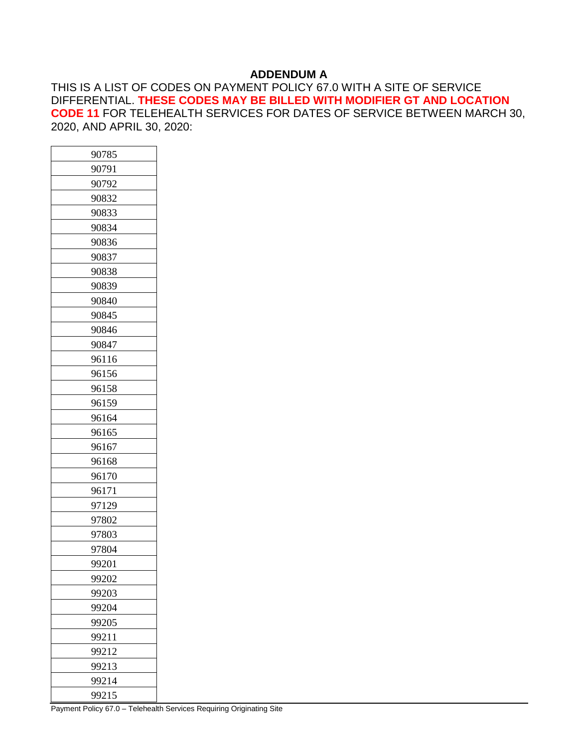## ADDENDUM A

THIS IS A LIST OF CODES ON PAYMENT POLICY 67.0 WITH A SITE OF SERVICE DIFFERENTIAL. **THESE CODES MAY BE BILLED WITH MODIFIER GT AND LOCATION CODE 11** FOR TELEHEALTH SERVICES FOR DATES OF SERVICE BETWEEN MARCH 30, 2020, AND APRIL 30, 2020:

| 90785 |
|---|
| 90791 |
| 90792 |
| 90832 |
| 90833 |
| 90834 |
| 90836 |
| 90837 |
| 90838 |
| 90839 |
| 90840 |
| 90845 |
| 90846 |
| 90847 |
| 96116 |
| 96156 |
| 96158 |
| 96159 |
| 96164 |
| 96165 |
| 96167 |
| 96168 |
| 96170 |
| 96171 |
| 97129 |
| 97802 |
| 97803 |
| 97804 |
| 99201 |
| 99202 |
| 99203 |
| 99204 |
| 99205 |
| 99211 |
| 99212 |
| 99213 |
| 99214 |
| 99215 |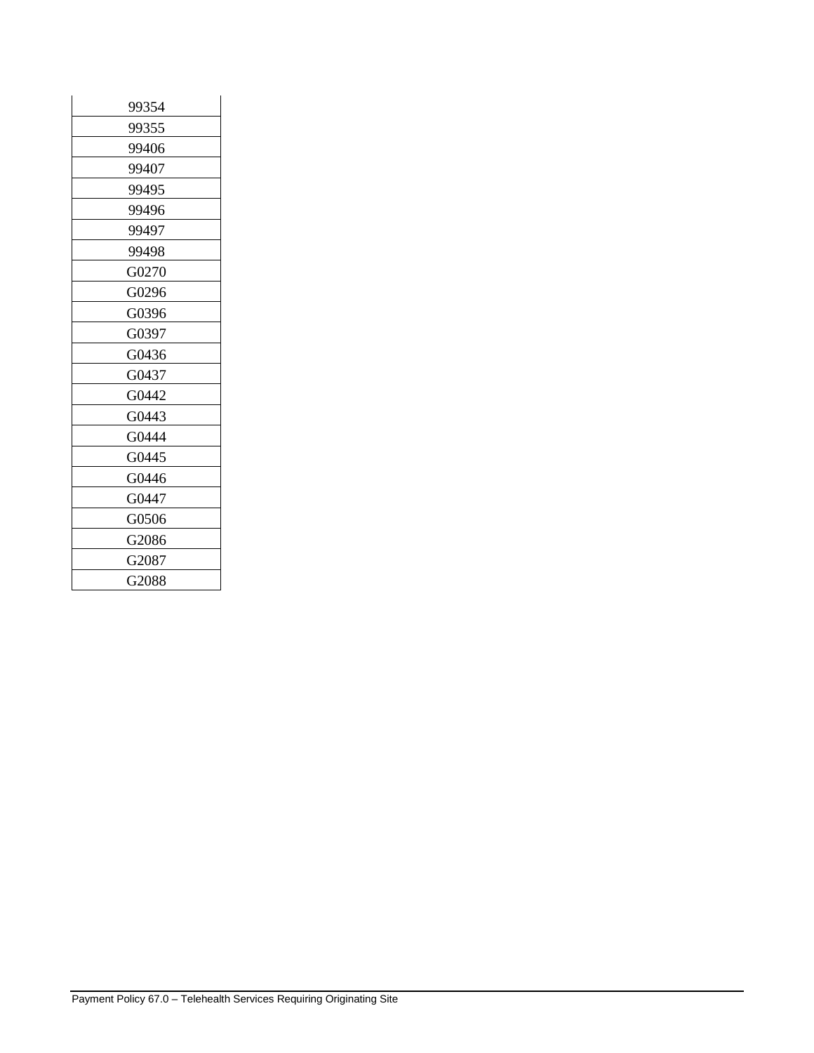| |
|---|
| 99354 |
| 99355 |
| 99406 |
| 99407 |
| 99495 |
| 99496 |
| 99497 |
| 99498 |
| G0270 |
| G0296 |
| G0396 |
| G0397 |
| G0436 |
| G0437 |
| G0442 |
| G0443 |
| G0444 |
| G0445 |
| G0446 |
| G0447 |
| G0506 |
| G2086 |
| G2087 |
| G2088 |